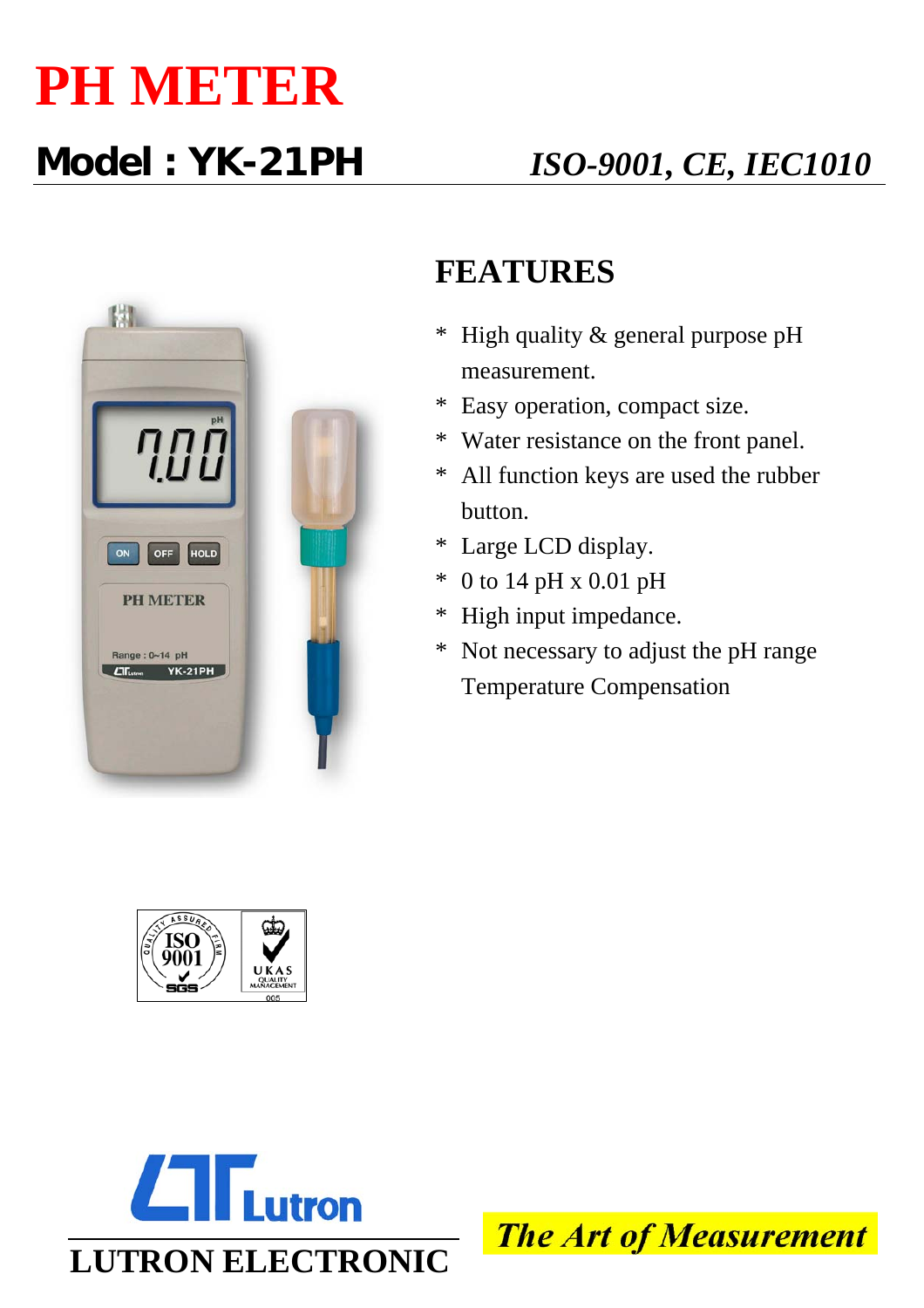# PH METER

## Model : YK-21PH

*ISO-9001, CE, IEC1010*

## FEATURES

* High quality & general purpose pH measurement.
* Easy operation, compact size.
* Water resistance on the front panel.
* All function keys are used the rubber button.
* Large LCD display.
* 0 to 14 pH x 0.01 pH
* High input impedance.
* Not necessary to adjust the pH range Temperature Compensation

**LUTRON ELECTRONIC**

*The Art of Measurement*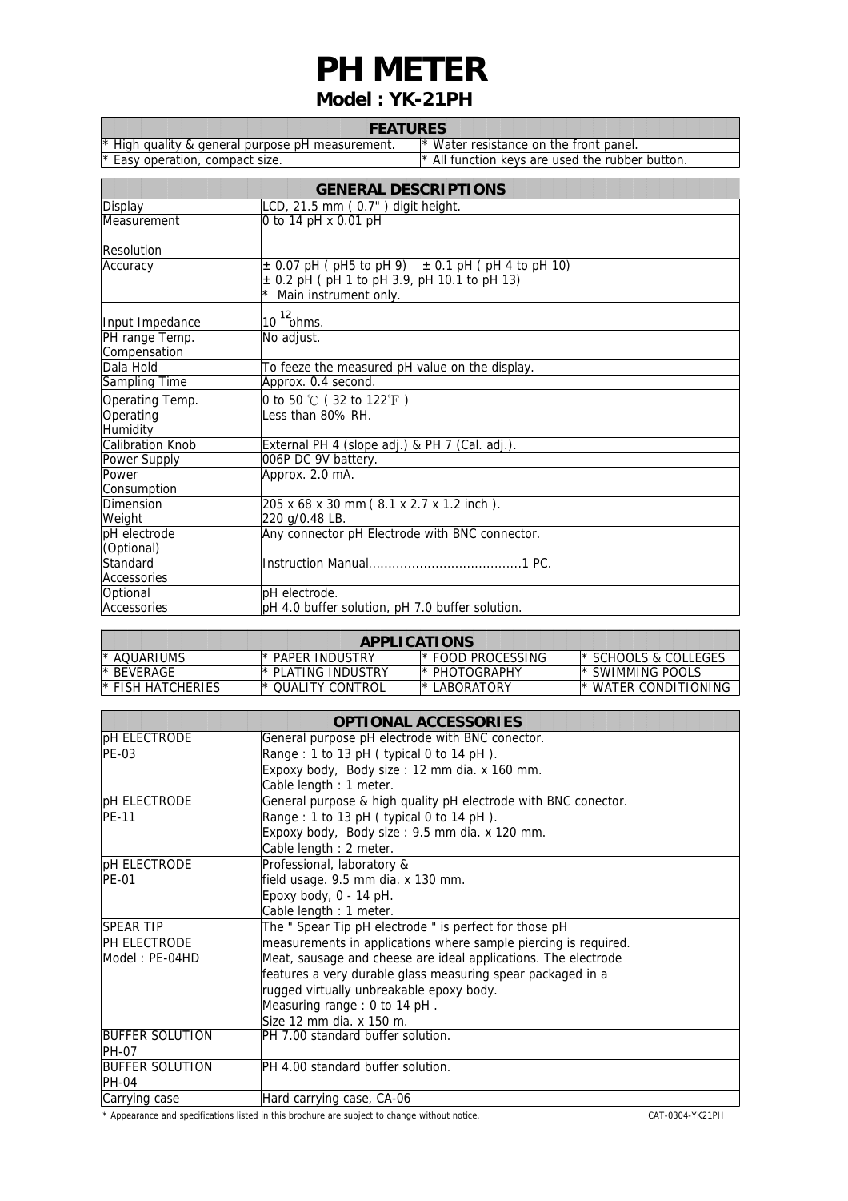# PH METER

## Model : YK-21PH

| FEATURES | |
|---|---|
| * High quality & general purpose pH measurement. | * Water resistance on the front panel. |
| * Easy operation, compact size. | * All function keys are used the rubber button. |

| GENERAL DESCRIPTIONS | |
|---|---|
| Display | LCD, 21.5 mm ( 0.7" ) digit height. |
| Measurement<br><br>Resolution | 0 to 14 pH x 0.01 pH |
| Accuracy | ± 0.07 pH ( pH5 to pH 9 )   ± 0.1 pH ( pH 4 to pH 10)<br>± 0.2 pH ( pH 1 to pH 3.9, pH 10.1 to pH 13)<br>* Main instrument only. |
| Input Impedance | $10^{12}$ ohms. |
| PH range Temp. Compensation | No adjust. |
| Dala Hold | To feeze the measured pH value on the display. |
| Sampling Time | Approx. 0.4 second. |
| Operating Temp. | 0 to 50 ℃ ( 32 to 122℉ ) |
| Operating Humidity | Less than 80% RH. |
| Calibration Knob | External PH 4 (slope adj.) & PH 7 (Cal. adj.). |
| Power Supply | 006P DC 9V battery. |
| Power Consumption | Approx. 2.0 mA. |
| Dimension | 205 x 68 x 30 mm ( 8.1 x 2.7 x 1.2 inch ). |
| Weight | 220 g/0.48 LB. |
| pH electrode (Optional) | Any connector pH Electrode with BNC connector. |
| Standard Accessories | Instruction Manual.......................................1 PC. |
| Optional Accessories | pH electrode.<br>pH 4.0 buffer solution, pH 7.0 buffer solution. |

| APPLICATIONS | | | |
|---|---|---|---|
| * AQUARIUMS | * PAPER INDUSTRY | * FOOD PROCESSING | * SCHOOLS & COLLEGES |
| * BEVERAGE | * PLATING INDUSTRY | * PHOTOGRAPHY | * SWIMMING POOLS |
| * FISH HATCHERIES | * QUALITY CONTROL | * LABORATORY | * WATER CONDITIONING |

| OPTIONAL ACCESSORIES | |
|---|---|
| pH ELECTRODE<br>PE-03 | General purpose pH electrode with BNC conector.<br>Range : 1 to 13 pH ( typical 0 to 14 pH ).<br>Expoxy body, Body size : 12 mm dia. x 160 mm.<br>Cable length : 1 meter. |
| pH ELECTRODE<br>PE-11 | General purpose & high quality pH electrode with BNC conector.<br>Range : 1 to 13 pH ( typical 0 to 14 pH ).<br>Expoxy body, Body size : 9.5 mm dia. x 120 mm.<br>Cable length : 2 meter. |
| pH ELECTRODE<br>PE-01 | Professional, laboratory &<br>field usage. 9.5 mm dia. x 130 mm.<br>Epoxy body, 0 - 14 pH.<br>Cable length : 1 meter. |
| SPEAR TIP<br>PH ELECTRODE<br>Model : PE-04HD | The " Spear Tip pH electrode " is perfect for those pH measurements in applications where sample piercing is required. Meat, sausage and cheese are ideal applications. The electrode features a very durable glass measuring spear packaged in a rugged virtually unbreakable epoxy body.<br>Measuring range : 0 to 14 pH .<br>Size 12 mm dia. x 150 m. |
| BUFFER SOLUTION<br>PH-07 | PH 7.00 standard buffer solution. |
| BUFFER SOLUTION<br>PH-04 | PH 4.00 standard buffer solution. |
| Carrying case | Hard carrying case, CA-06 |

* Appearance and specifications listed in this brochure are subject to change without notice.

CAT-0304-YK21PH